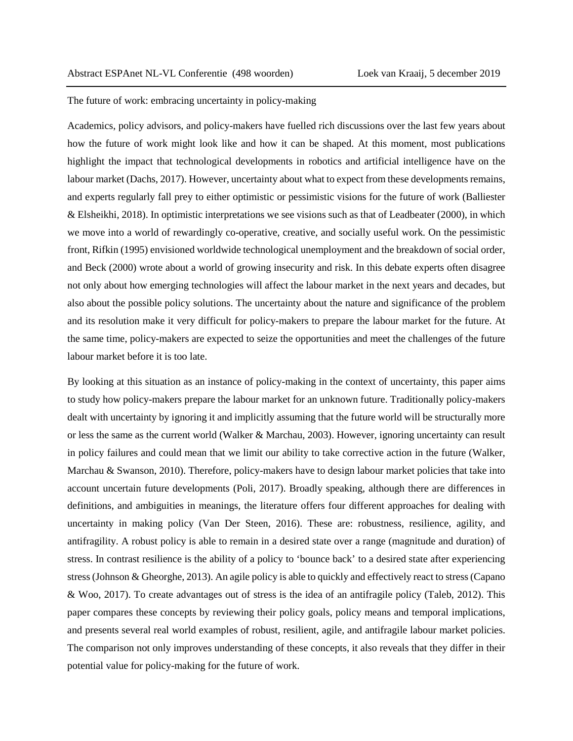Abstract ESPAnet NL-VL Conferentie (498 woorden) Loek van Kraaij, 5 december 2019

# The future of work: embracing uncertainty in policy-making

Academics, policy advisors, and policy-makers have fuelled rich discussions over the last few years about how the future of work might look like and how it can be shaped. At this moment, most publications highlight the impact that technological developments in robotics and artificial intelligence have on the labour market (Dachs, 2017). However, uncertainty about what to expect from these developments remains, and experts regularly fall prey to either optimistic or pessimistic visions for the future of work (Balliester & Elsheikhi, 2018). In optimistic interpretations we see visions such as that of Leadbeater (2000), in which we move into a world of rewardingly co-operative, creative, and socially useful work. On the pessimistic front, Rifkin (1995) envisioned worldwide technological unemployment and the breakdown of social order, and Beck (2000) wrote about a world of growing insecurity and risk. In this debate experts often disagree not only about how emerging technologies will affect the labour market in the next years and decades, but also about the possible policy solutions. The uncertainty about the nature and significance of the problem and its resolution make it very difficult for policy-makers to prepare the labour market for the future. At the same time, policy-makers are expected to seize the opportunities and meet the challenges of the future labour market before it is too late.

By looking at this situation as an instance of policy-making in the context of uncertainty, this paper aims to study how policy-makers prepare the labour market for an unknown future. Traditionally policy-makers dealt with uncertainty by ignoring it and implicitly assuming that the future world will be structurally more or less the same as the current world (Walker & Marchau, 2003). However, ignoring uncertainty can result in policy failures and could mean that we limit our ability to take corrective action in the future (Walker, Marchau & Swanson, 2010). Therefore, policy-makers have to design labour market policies that take into account uncertain future developments (Poli, 2017). Broadly speaking, although there are differences in definitions, and ambiguities in meanings, the literature offers four different approaches for dealing with uncertainty in making policy (Van Der Steen, 2016). These are: robustness, resilience, agility, and antifragility. A robust policy is able to remain in a desired state over a range (magnitude and duration) of stress. In contrast resilience is the ability of a policy to 'bounce back' to a desired state after experiencing stress (Johnson & Gheorghe, 2013). An agile policy is able to quickly and effectively react to stress (Capano & Woo, 2017). To create advantages out of stress is the idea of an antifragile policy (Taleb, 2012). This paper compares these concepts by reviewing their policy goals, policy means and temporal implications, and presents several real world examples of robust, resilient, agile, and antifragile labour market policies. The comparison not only improves understanding of these concepts, it also reveals that they differ in their potential value for policy-making for the future of work.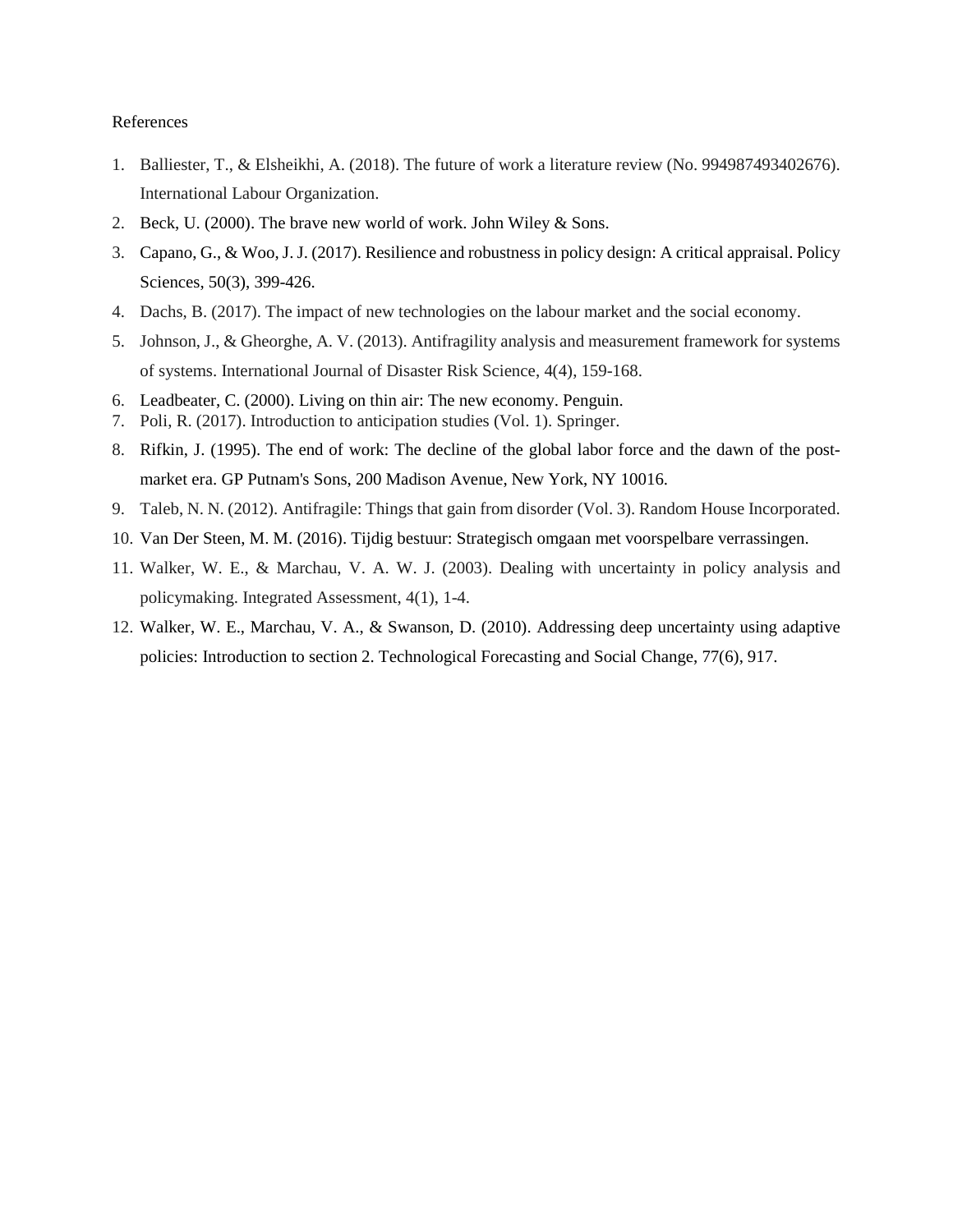References

1. Balliester, T., & Elsheikhi, A. (2018). The future of work a literature review (No. 994987493402676). International Labour Organization.
2. Beck, U. (2000). The brave new world of work. John Wiley & Sons.
3. Capano, G., & Woo, J. J. (2017). Resilience and robustness in policy design: A critical appraisal. Policy Sciences, 50(3), 399-426.
4. Dachs, B. (2017). The impact of new technologies on the labour market and the social economy.
5. Johnson, J., & Gheorghe, A. V. (2013). Antifragility analysis and measurement framework for systems of systems. International Journal of Disaster Risk Science, 4(4), 159-168.
6. Leadbeater, C. (2000). Living on thin air: The new economy. Penguin.
7. Poli, R. (2017). Introduction to anticipation studies (Vol. 1). Springer.
8. Rifkin, J. (1995). The end of work: The decline of the global labor force and the dawn of the post-market era. GP Putnam's Sons, 200 Madison Avenue, New York, NY 10016.
9. Taleb, N. N. (2012). Antifragile: Things that gain from disorder (Vol. 3). Random House Incorporated.
10. Van Der Steen, M. M. (2016). Tijdig bestuur: Strategisch omgaan met voorspelbare verrassingen.
11. Walker, W. E., & Marchau, V. A. W. J. (2003). Dealing with uncertainty in policy analysis and policymaking. Integrated Assessment, 4(1), 1-4.
12. Walker, W. E., Marchau, V. A., & Swanson, D. (2010). Addressing deep uncertainty using adaptive policies: Introduction to section 2. Technological Forecasting and Social Change, 77(6), 917.